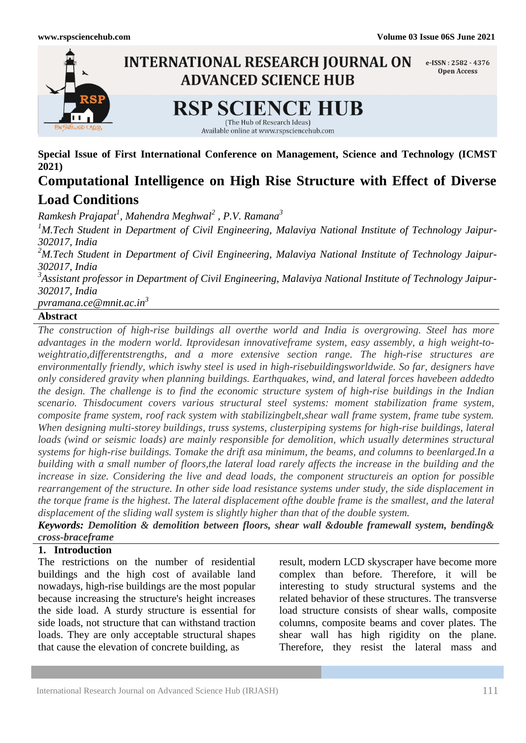**Special Issue of First International Conference on Management, Science and Technology (ICMST 2021)**

# Computational Intelligence on High Rise Structure with Effect of Diverse Load Conditions

*Ramkesh Prajapat[1], Mahendra Meghwal[2], P.V. Ramana[3]*

*[1]M.Tech Student in Department of Civil Engineering, Malaviya National Institute of Technology Jaipur-302017, India*

*[2]M.Tech Student in Department of Civil Engineering, Malaviya National Institute of Technology Jaipur-302017, India*

*[3]Assistant professor in Department of Civil Engineering, Malaviya National Institute of Technology Jaipur-302017, India*

*pvramana.ce@mnit.ac.in[3]*

## Abstract

*The construction of high-rise buildings all overthe world and India is overgrowing. Steel has more advantages in the modern world. Itprovidesan innovativeframe system, easy assembly, a high weight-to-weightratio,differentstrengths, and a more extensive section range. The high-rise structures are environmentally friendly, which iswhy steel is used in high-risebuildingsworldwide. So far, designers have only considered gravity when planning buildings. Earthquakes, wind, and lateral forces havebeen addedto the design. The challenge is to find the economic structure system of high-rise buildings in the Indian scenario. Thisdocument covers various structural steel systems: moment stabilization frame system, composite frame system, roof rack system with stabilizingbelt,shear wall frame system, frame tube system. When designing multi-storey buildings, truss systems, clusterpiping systems for high-rise buildings, lateral loads (wind or seismic loads) are mainly responsible for demolition, which usually determines structural systems for high-rise buildings. Tomake the drift asa minimum, the beams, and columns to beenlarged.In a building with a small number of floors,the lateral load rarely affects the increase in the building and the increase in size. Considering the live and dead loads, the component structureis an option for possible rearrangement of the structure. In other side load resistance systems under study, the side displacement in the torque frame is the highest. The lateral displacement ofthe double frame is the smallest, and the lateral displacement of the sliding wall system is slightly higher than that of the double system.*

***Keywords:** Demolition & demolition between floors, shear wall &double framewall system, bending& cross-braceframe*

## 1. Introduction

The restrictions on the number of residential buildings and the high cost of available land nowadays, high-rise buildings are the most popular because increasing the structure's height increases the side load. A sturdy structure is essential for side loads, not structure that can withstand traction loads. They are only acceptable structural shapes that cause the elevation of concrete building, as result, modern LCD skyscraper have become more complex than before. Therefore, it will be interesting to study structural systems and the related behavior of these structures. The transverse load structure consists of shear walls, composite columns, composite beams and cover plates. The shear wall has high rigidity on the plane. Therefore, they resist the lateral mass and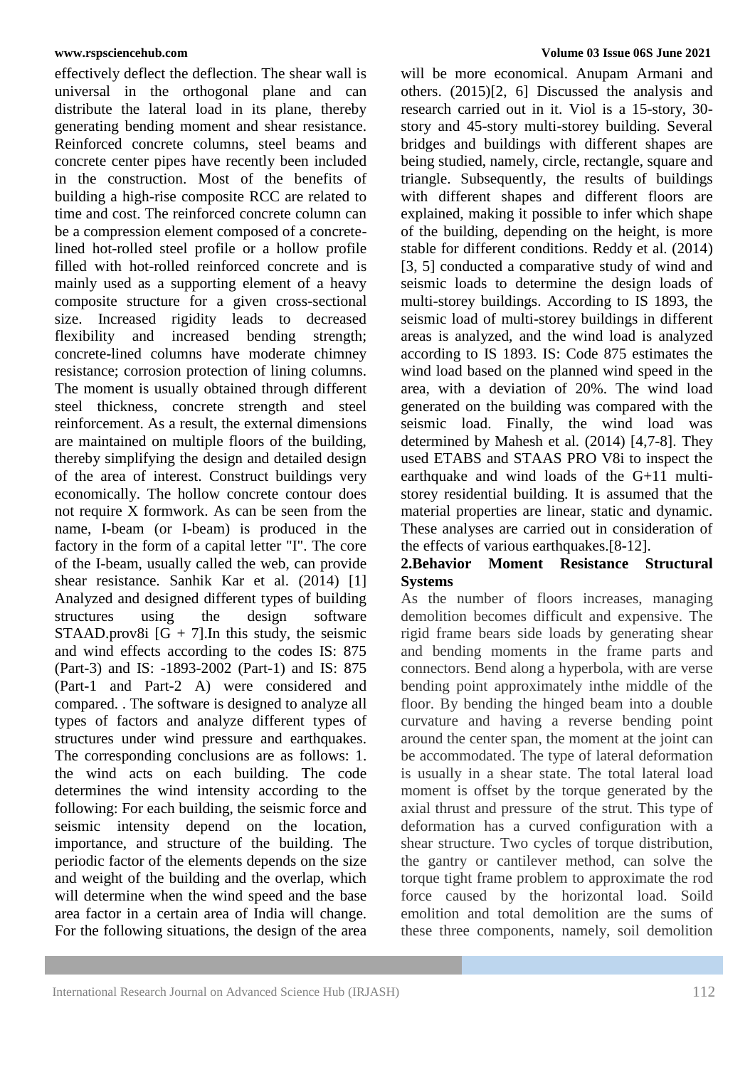effectively deflect the deflection. The shear wall is universal in the orthogonal plane and can distribute the lateral load in its plane, thereby generating bending moment and shear resistance. Reinforced concrete columns, steel beams and concrete center pipes have recently been included in the construction. Most of the benefits of building a high-rise composite RCC are related to time and cost. The reinforced concrete column can be a compression element composed of a concrete-lined hot-rolled steel profile or a hollow profile filled with hot-rolled reinforced concrete and is mainly used as a supporting element of a heavy composite structure for a given cross-sectional size. Increased rigidity leads to decreased flexibility and increased bending strength; concrete-lined columns have moderate chimney resistance; corrosion protection of lining columns. The moment is usually obtained through different steel thickness, concrete strength and steel reinforcement. As a result, the external dimensions are maintained on multiple floors of the building, thereby simplifying the design and detailed design of the area of interest. Construct buildings very economically. The hollow concrete contour does not require X formwork. As can be seen from the name, I-beam (or I-beam) is produced in the factory in the form of a capital letter "I". The core of the I-beam, usually called the web, can provide shear resistance. Sanhik Kar et al. (2014) [1] Analyzed and designed different types of building structures using the design software STAAD.prov8i [G + 7].In this study, the seismic and wind effects according to the codes IS: 875 (Part-3) and IS: -1893-2002 (Part-1) and IS: 875 (Part-1 and Part-2 A) were considered and compared. . The software is designed to analyze all types of factors and analyze different types of structures under wind pressure and earthquakes. The corresponding conclusions are as follows: 1. the wind acts on each building. The code determines the wind intensity according to the following: For each building, the seismic force and seismic intensity depend on the location, importance, and structure of the building. The periodic factor of the elements depends on the size and weight of the building and the overlap, which will determine when the wind speed and the base area factor in a certain area of India will change. For the following situations, the design of the area will be more economical. Anupam Armani and others. (2015)[2, 6] Discussed the analysis and research carried out in it. Viol is a 15-story, 30-story and 45-story multi-storey building. Several bridges and buildings with different shapes are being studied, namely, circle, rectangle, square and triangle. Subsequently, the results of buildings with different shapes and different floors are explained, making it possible to infer which shape of the building, depending on the height, is more stable for different conditions. Reddy et al. (2014) [3, 5] conducted a comparative study of wind and seismic loads to determine the design loads of multi-storey buildings. According to IS 1893, the seismic load of multi-storey buildings in different areas is analyzed, and the wind load is analyzed according to IS 1893. IS: Code 875 estimates the wind load based on the planned wind speed in the area, with a deviation of 20%. The wind load generated on the building was compared with the seismic load. Finally, the wind load was determined by Mahesh et al. (2014) [4,7-8]. They used ETABS and STAAS PRO V8i to inspect the earthquake and wind loads of the G+11 multi-storey residential building. It is assumed that the material properties are linear, static and dynamic. These analyses are carried out in consideration of the effects of various earthquakes.[8-12].

## 2.Behavior Moment Resistance Structural Systems

As the number of floors increases, managing demolition becomes difficult and expensive. The rigid frame bears side loads by generating shear and bending moments in the frame parts and connectors. Bend along a hyperbola, with are verse bending point approximately inthe middle of the floor. By bending the hinged beam into a double curvature and having a reverse bending point around the center span, the moment at the joint can be accommodated. The type of lateral deformation is usually in a shear state. The total lateral load moment is offset by the torque generated by the axial thrust and pressure of the strut. This type of deformation has a curved configuration with a shear structure. Two cycles of torque distribution, the gantry or cantilever method, can solve the torque tight frame problem to approximate the rod force caused by the horizontal load. Soild emolition and total demolition are the sums of these three components, namely, soil demolition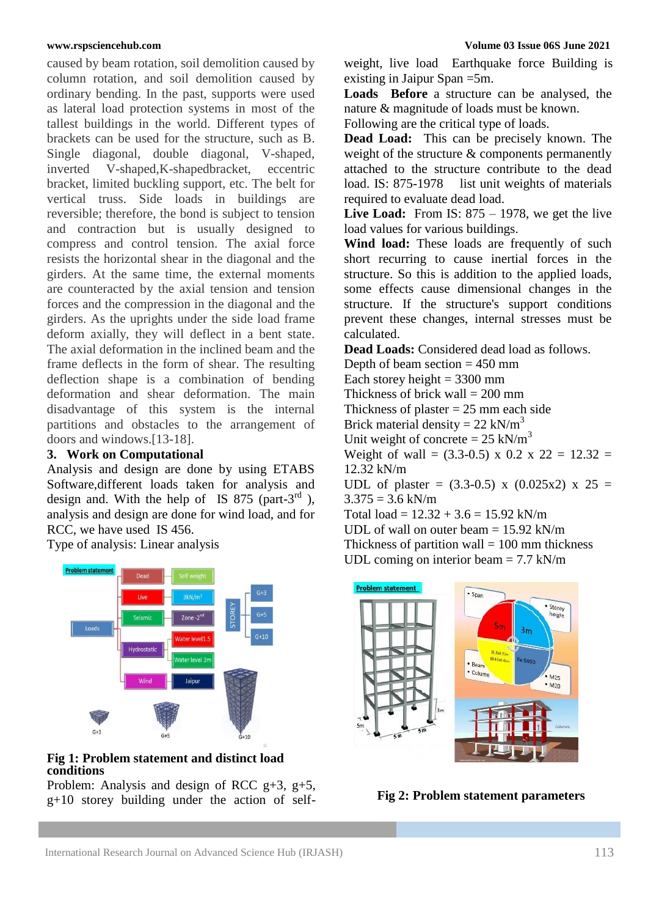caused by beam rotation, soil demolition caused by column rotation, and soil demolition caused by ordinary bending. In the past, supports were used as lateral load protection systems in most of the tallest buildings in the world. Different types of brackets can be used for the structure, such as B. Single diagonal, double diagonal, V-shaped, inverted V-shaped,K-shapedbracket, eccentric bracket, limited buckling support, etc. The belt for vertical truss. Side loads in buildings are reversible; therefore, the bond is subject to tension and contraction but is usually designed to compress and control tension. The axial force resists the horizontal shear in the diagonal and the girders. At the same time, the external moments are counteracted by the axial tension and tension forces and the compression in the diagonal and the girders. As the uprights under the side load frame deform axially, they will deflect in a bent state. The axial deformation in the inclined beam and the frame deflects in the form of shear. The resulting deflection shape is a combination of bending deformation and shear deformation. The main disadvantage of this system is the internal partitions and obstacles to the arrangement of doors and windows.[13-18].

## 3. Work on Computational

Analysis and design are done by using ETABS Software,different loads taken for analysis and design and. With the help of IS 875 (part-3rd ), analysis and design are done for wind load, and for RCC, we have used IS 456.

Type of analysis: Linear analysis

**Fig 1: Problem statement and distinct load conditions**

Problem: Analysis and design of RCC g+3, g+5, g+10 storey building under the action of self-weight, live load Earthquake force Building is existing in Jaipur Span =5m.

**Loads** **Before** a structure can be analysed, the nature & magnitude of loads must be known. Following are the critical type of loads.

**Dead Load:** This can be precisely known. The weight of the structure & components permanently attached to the structure contribute to the dead load. IS: 875-1978 list unit weights of materials required to evaluate dead load.

**Live Load:** From IS: 875 – 1978, we get the live load values for various buildings.

**Wind load:** These loads are frequently of such short recurring to cause inertial forces in the structure. So this is addition to the applied loads, some effects cause dimensional changes in the structure. If the structure's support conditions prevent these changes, internal stresses must be calculated.

**Dead Loads:** Considered dead load as follows.

Depth of beam section = 450 mm

Each storey height = 3300 mm

Thickness of brick wall = 200 mm

Thickness of plaster = 25 mm each side

Brick material density = 22 $kN/m^3$

Unit weight of concrete = 25 $kN/m^3$

Weight of wall = (3.3-0.5) x 0.2 x 22 = 12.32 = 12.32 kN/m

UDL of plaster = (3.3-0.5) x (0.025x2) x 25 = 3.375 = 3.6 kN/m

Total load = 12.32 + 3.6 = 15.92 kN/m

UDL of wall on outer beam = 15.92 kN/m

Thickness of partition wall = 100 mm thickness

UDL coming on interior beam = 7.7 kN/m

**Fig 2: Problem statement parameters**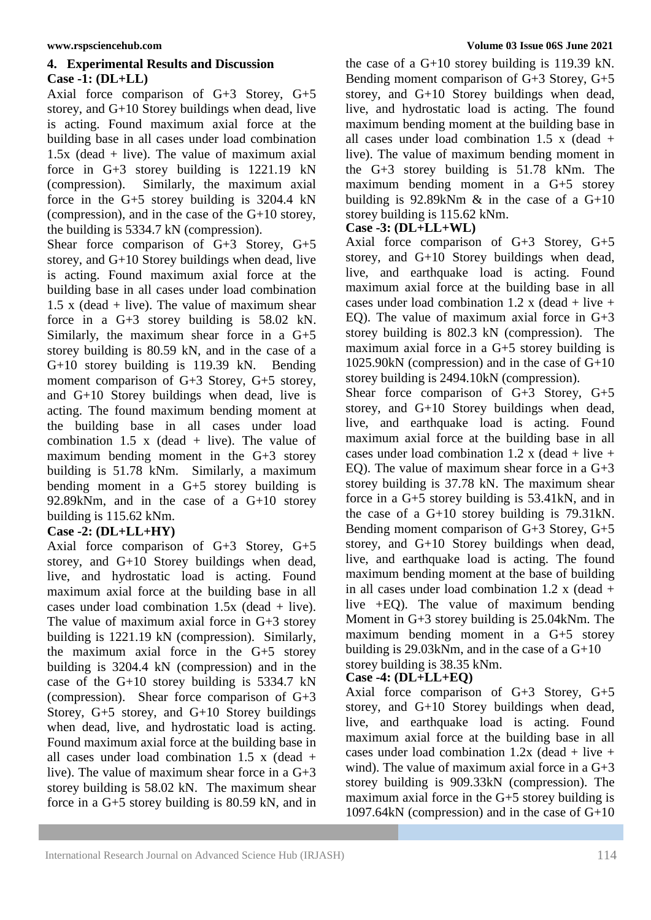## 4. Experimental Results and Discussion

**Case -1: (DL+LL)**

Axial force comparison of G+3 Storey, G+5 storey, and G+10 Storey buildings when dead, live is acting. Found maximum axial force at the building base in all cases under load combination 1.5x (dead + live). The value of maximum axial force in G+3 storey building is 1221.19 kN (compression). Similarly, the maximum axial force in the G+5 storey building is 3204.4 kN (compression), and in the case of the G+10 storey, the building is 5334.7 kN (compression).

Shear force comparison of G+3 Storey, G+5 storey, and G+10 Storey buildings when dead, live is acting. Found maximum axial force at the building base in all cases under load combination 1.5 x (dead + live). The value of maximum shear force in a G+3 storey building is 58.02 kN. Similarly, the maximum shear force in a G+5 storey building is 80.59 kN, and in the case of a G+10 storey building is 119.39 kN. Bending moment comparison of G+3 Storey, G+5 storey, and G+10 Storey buildings when dead, live is acting. The found maximum bending moment at the building base in all cases under load combination 1.5 x (dead + live). The value of maximum bending moment in the G+3 storey building is 51.78 kNm. Similarly, a maximum bending moment in a G+5 storey building is 92.89kNm, and in the case of a G+10 storey building is 115.62 kNm.

**Case -2: (DL+LL+HY)**

Axial force comparison of G+3 Storey, G+5 storey, and G+10 Storey buildings when dead, live, and hydrostatic load is acting. Found maximum axial force at the building base in all cases under load combination 1.5x (dead + live). The value of maximum axial force in G+3 storey building is 1221.19 kN (compression). Similarly, the maximum axial force in the G+5 storey building is 3204.4 kN (compression) and in the case of the G+10 storey building is 5334.7 kN (compression). Shear force comparison of G+3 Storey, G+5 storey, and G+10 Storey buildings when dead, live, and hydrostatic load is acting. Found maximum axial force at the building base in all cases under load combination 1.5 x (dead + live). The value of maximum shear force in a G+3 storey building is 58.02 kN. The maximum shear force in a G+5 storey building is 80.59 kN, and in the case of a G+10 storey building is 119.39 kN. Bending moment comparison of G+3 Storey, G+5 storey, and G+10 Storey buildings when dead, live, and hydrostatic load is acting. The found maximum bending moment at the building base in all cases under load combination 1.5 x (dead + live). The value of maximum bending moment in the G+3 storey building is 51.78 kNm. The maximum bending moment in a G+5 storey building is 92.89kNm & in the case of a G+10 storey building is 115.62 kNm.

**Case -3: (DL+LL+WL)**

Axial force comparison of G+3 Storey, G+5 storey, and G+10 Storey buildings when dead, live, and earthquake load is acting. Found maximum axial force at the building base in all cases under load combination 1.2 x (dead + live + EQ). The value of maximum axial force in G+3 storey building is 802.3 kN (compression). The maximum axial force in a G+5 storey building is 1025.90kN (compression) and in the case of G+10 storey building is 2494.10kN (compression).

Shear force comparison of G+3 Storey, G+5 storey, and G+10 Storey buildings when dead, live, and earthquake load is acting. Found maximum axial force at the building base in all cases under load combination 1.2 x (dead + live + EQ). The value of maximum shear force in a G+3 storey building is 37.78 kN. The maximum shear force in a G+5 storey building is 53.41kN, and in the case of a G+10 storey building is 79.31kN. Bending moment comparison of G+3 Storey, G+5 storey, and G+10 Storey buildings when dead, live, and earthquake load is acting. The found maximum bending moment at the base of building in all cases under load combination 1.2 x (dead + live +EQ). The value of maximum bending Moment in G+3 storey building is 25.04kNm. The maximum bending moment in a G+5 storey building is 29.03kNm, and in the case of a G+10 storey building is 38.35 kNm.

**Case -4: (DL+LL+EQ)**

Axial force comparison of G+3 Storey, G+5 storey, and G+10 Storey buildings when dead, live, and earthquake load is acting. Found maximum axial force at the building base in all cases under load combination 1.2x (dead + live + wind). The value of maximum axial force in a G+3 storey building is 909.33kN (compression). The maximum axial force in the G+5 storey building is 1097.64kN (compression) and in the case of G+10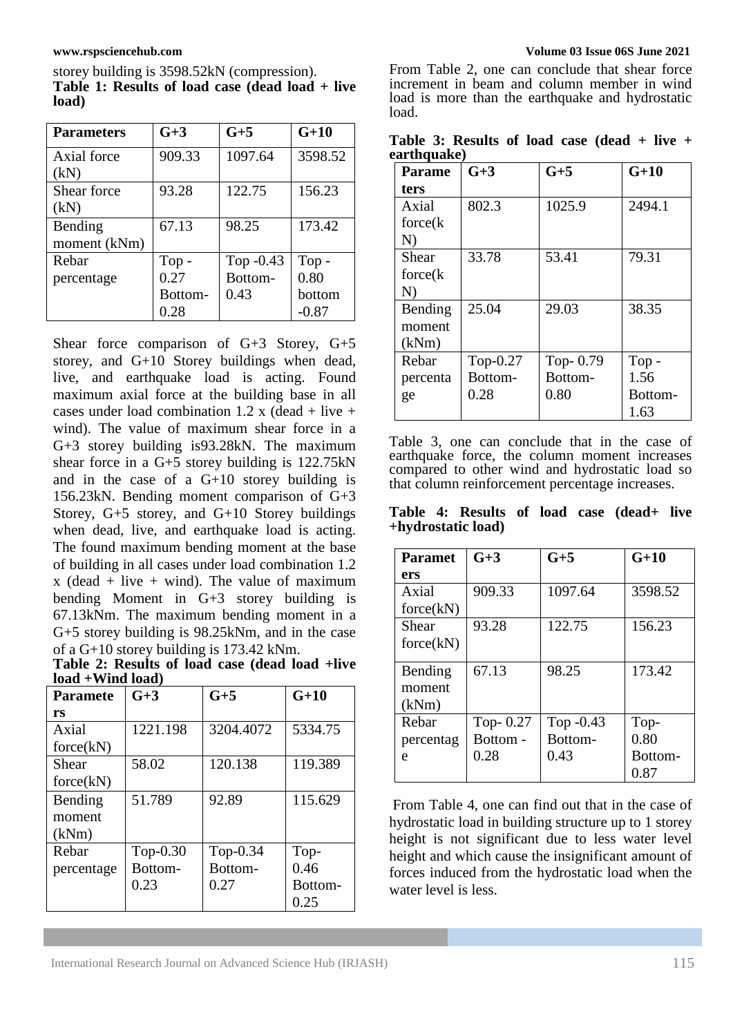storey building is 3598.52kN (compression).

**Table 1: Results of load case (dead load + live load)**

| Parameters | G+3 | G+5 | G+10 |
|---|---|---|---|
| Axial force (kN) | 909.33 | 1097.64 | 3598.52 |
| Shear force (kN) | 93.28 | 122.75 | 156.23 |
| Bending moment (kNm) | 67.13 | 98.25 | 173.42 |
| Rebar percentage | Top - 0.27 Bottom- 0.28 | Top -0.43 Bottom- 0.43 | Top - 0.80 bottom -0.87 |

Shear force comparison of G+3 Storey, G+5 storey, and G+10 Storey buildings when dead, live, and earthquake load is acting. Found maximum axial force at the building base in all cases under load combination 1.2 x (dead + live + wind). The value of maximum shear force in a G+3 storey building is93.28kN. The maximum shear force in a G+5 storey building is 122.75kN and in the case of a G+10 storey building is 156.23kN. Bending moment comparison of G+3 Storey, G+5 storey, and G+10 Storey buildings when dead, live, and earthquake load is acting. The found maximum bending moment at the base of building in all cases under load combination 1.2 x (dead + live + wind). The value of maximum bending Moment in G+3 storey building is 67.13kNm. The maximum bending moment in a G+5 storey building is 98.25kNm, and in the case of a G+10 storey building is 173.42 kNm.

**Table 2: Results of load case (dead load +live load +Wind load)**

| Parameters | G+3 | G+5 | G+10 |
|---|---|---|---|
| Axial force(kN) | 1221.198 | 3204.4072 | 5334.75 |
| Shear force(kN) | 58.02 | 120.138 | 119.389 |
| Bending moment (kNm) | 51.789 | 92.89 | 115.629 |
| Rebar percentage | Top-0.30 Bottom- 0.23 | Top-0.34 Bottom- 0.27 | Top- 0.46 Bottom- 0.25 |

From Table 2, one can conclude that shear force increment in beam and column member in wind load is more than the earthquake and hydrostatic load.

**Table 3: Results of load case (dead + live + earthquake)**

| Parameters | G+3 | G+5 | G+10 |
|---|---|---|---|
| Axial force(kN) | 802.3 | 1025.9 | 2494.1 |
| Shear force(kN) | 33.78 | 53.41 | 79.31 |
| Bending moment (kNm) | 25.04 | 29.03 | 38.35 |
| Rebar percentage | Top-0.27 Bottom- 0.28 | Top- 0.79 Bottom- 0.80 | Top - 1.56 Bottom- 1.63 |

Table 3, one can conclude that in the case of earthquake force, the column moment increases compared to other wind and hydrostatic load so that column reinforcement percentage increases.

**Table 4: Results of load case (dead+ live +hydrostatic load)**

| Parameters | G+3 | G+5 | G+10 |
|---|---|---|---|
| Axial force(kN) | 909.33 | 1097.64 | 3598.52 |
| Shear force(kN) | 93.28 | 122.75 | 156.23 |
| Bending moment (kNm) | 67.13 | 98.25 | 173.42 |
| Rebar percentage | Top- 0.27 Bottom - 0.28 | Top -0.43 Bottom- 0.43 | Top- 0.80 Bottom- 0.87 |

From Table 4, one can find out that in the case of hydrostatic load in building structure up to 1 storey height is not significant due to less water level height and which cause the insignificant amount of forces induced from the hydrostatic load when the water level is less.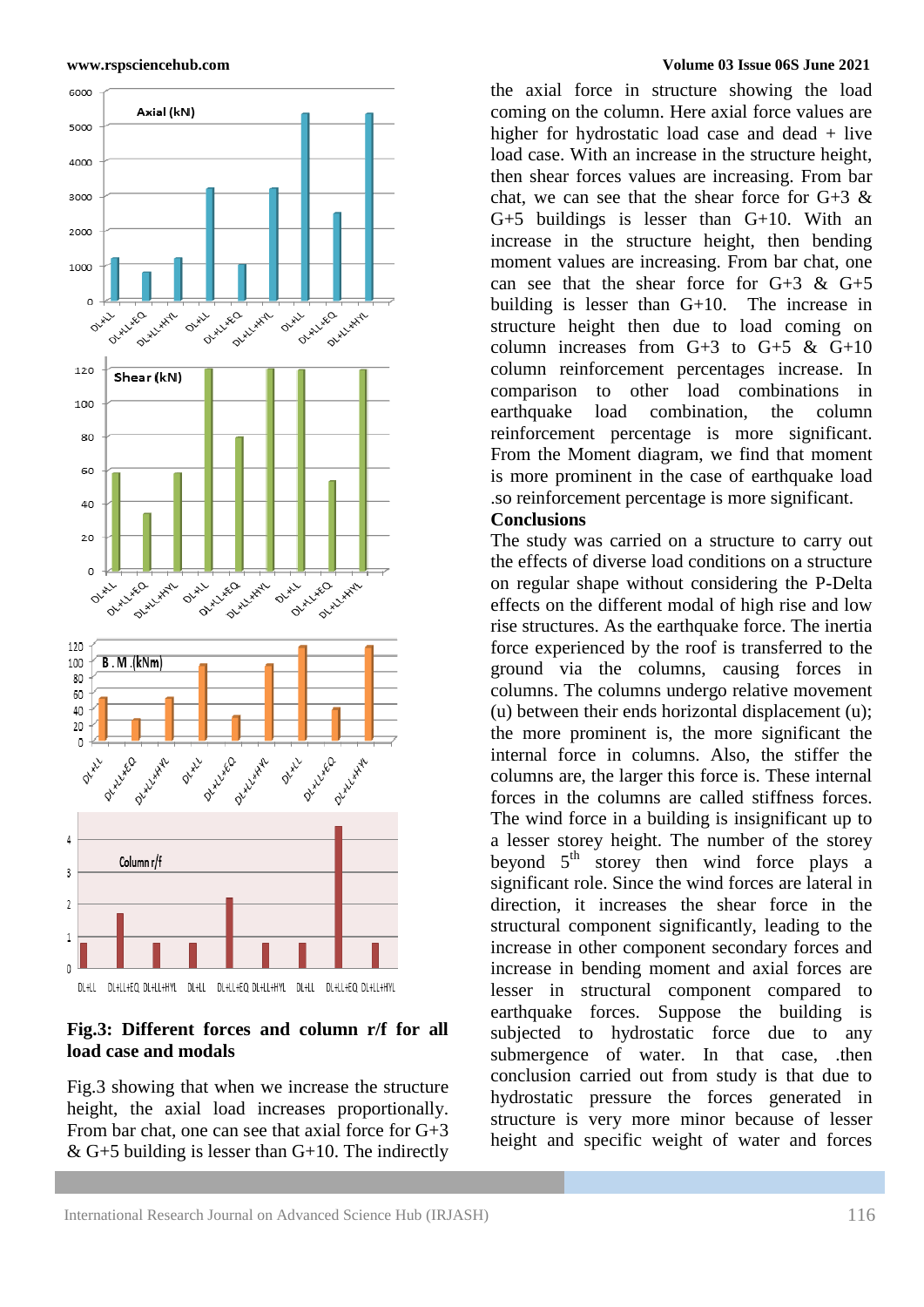**Fig.3: Different forces and column r/f for all load case and modals**

Fig.3 showing that when we increase the structure height, the axial load increases proportionally. From bar chat, one can see that axial force for G+3 & G+5 building is lesser than G+10. The indirectly the axial force in structure showing the load coming on the column. Here axial force values are higher for hydrostatic load case and dead + live load case. With an increase in the structure height, then shear forces values are increasing. From bar chat, we can see that the shear force for G+3 & G+5 buildings is lesser than G+10. With an increase in the structure height, then bending moment values are increasing. From bar chat, one can see that the shear force for G+3 & G+5 building is lesser than G+10. The increase in structure height then due to load coming on column increases from G+3 to G+5 & G+10 column reinforcement percentages increase. In comparison to other load combinations in earthquake load combination, the column reinforcement percentage is more significant. From the Moment diagram, we find that moment is more prominent in the case of earthquake load .so reinforcement percentage is more significant.

**Conclusions**

The study was carried on a structure to carry out the effects of diverse load conditions on a structure on regular shape without considering the P-Delta effects on the different modal of high rise and low rise structures. As the earthquake force. The inertia force experienced by the roof is transferred to the ground via the columns, causing forces in columns. The columns undergo relative movement (u) between their ends horizontal displacement (u); the more prominent is, the more significant the internal force in columns. Also, the stiffer the columns are, the larger this force is. These internal forces in the columns are called stiffness forces. The wind force in a building is insignificant up to a lesser storey height. The number of the storey beyond 5[th] storey then wind force plays a significant role. Since the wind forces are lateral in direction, it increases the shear force in the structural component significantly, leading to the increase in other component secondary forces and increase in bending moment and axial forces are lesser in structural component compared to earthquake forces. Suppose the building is subjected to hydrostatic force due to any submergence of water. In that case, .then conclusion carried out from study is that due to hydrostatic pressure the forces generated in structure is very more minor because of lesser height and specific weight of water and forces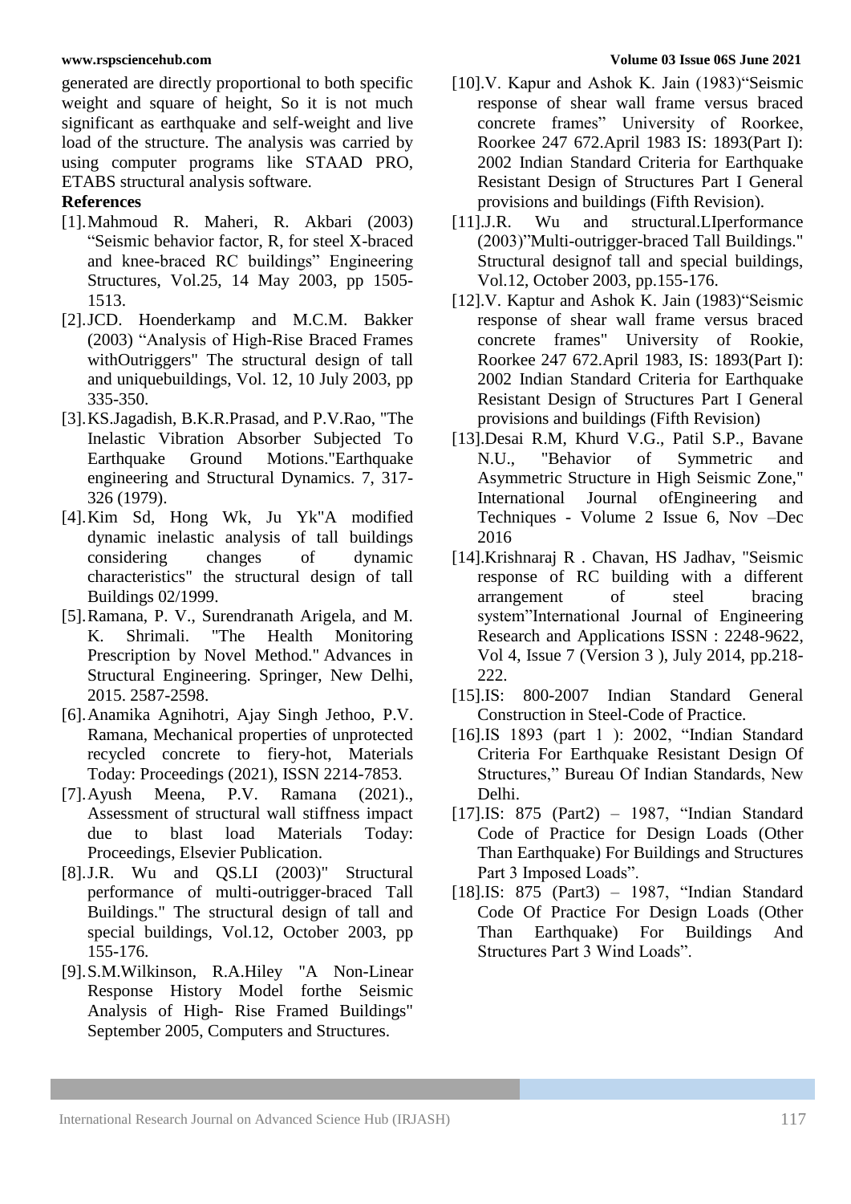generated are directly proportional to both specific weight and square of height, So it is not much significant as earthquake and self-weight and live load of the structure. The analysis was carried by using computer programs like STAAD PRO, ETABS structural analysis software.

**References**

[1]. Mahmoud R. Maheri, R. Akbari (2003) "Seismic behavior factor, R, for steel X-braced and knee-braced RC buildings" Engineering Structures, Vol.25, 14 May 2003, pp 1505-1513.

[2]. JCD. Hoenderkamp and M.C.M. Bakker (2003) "Analysis of High-Rise Braced Frames withOutriggers" The structural design of tall and uniquebuildings, Vol. 12, 10 July 2003, pp 335-350.

[3]. KS.Jagadish, B.K.R.Prasad, and P.V.Rao, "The Inelastic Vibration Absorber Subjected To Earthquake Ground Motions."Earthquake engineering and Structural Dynamics. 7, 317-326 (1979).

[4]. Kim Sd, Hong Wk, Ju Yk"A modified dynamic inelastic analysis of tall buildings considering changes of dynamic characteristics" the structural design of tall Buildings 02/1999.

[5]. Ramana, P. V., Surendranath Arigela, and M. K. Shrimali. "The Health Monitoring Prescription by Novel Method." Advances in Structural Engineering. Springer, New Delhi, 2015. 2587-2598.

[6]. Anamika Agnihotri, Ajay Singh Jethoo, P.V. Ramana, Mechanical properties of unprotected recycled concrete to fiery-hot, Materials Today: Proceedings (2021), ISSN 2214-7853.

[7]. Ayush Meena, P.V. Ramana (2021)., Assessment of structural wall stiffness impact due to blast load Materials Today: Proceedings, Elsevier Publication.

[8]. J.R. Wu and QS.LI (2003)" Structural performance of multi-outrigger-braced Tall Buildings." The structural design of tall and special buildings, Vol.12, October 2003, pp 155-176.

[9]. S.M.Wilkinson, R.A.Hiley "A Non-Linear Response History Model forthe Seismic Analysis of High- Rise Framed Buildings" September 2005, Computers and Structures.

[10]. V. Kapur and Ashok K. Jain (1983)"Seismic response of shear wall frame versus braced concrete frames" University of Roorkee, Roorkee 247 672.April 1983 IS: 1893(Part I): 2002 Indian Standard Criteria for Earthquake Resistant Design of Structures Part I General provisions and buildings (Fifth Revision).

[11]. J.R. Wu and structural.LIperformance (2003)"Multi-outrigger-braced Tall Buildings." Structural designof tall and special buildings, Vol.12, October 2003, pp.155-176.

[12]. V. Kaptur and Ashok K. Jain (1983)"Seismic response of shear wall frame versus braced concrete frames" University of Rookie, Roorkee 247 672.April 1983, IS: 1893(Part I): 2002 Indian Standard Criteria for Earthquake Resistant Design of Structures Part I General provisions and buildings (Fifth Revision)

[13]. Desai R.M, Khurd V.G., Patil S.P., Bavane N.U., "Behavior of Symmetric and Asymmetric Structure in High Seismic Zone," International Journal ofEngineering and Techniques - Volume 2 Issue 6, Nov –Dec 2016

[14]. Krishnaraj R . Chavan, HS Jadhav, "Seismic response of RC building with a different arrangement of steel bracing system"International Journal of Engineering Research and Applications ISSN : 2248-9622, Vol 4, Issue 7 (Version 3 ), July 2014, pp.218-222.

[15]. IS: 800-2007 Indian Standard General Construction in Steel-Code of Practice.

[16]. IS 1893 (part 1 ): 2002, "Indian Standard Criteria For Earthquake Resistant Design Of Structures," Bureau Of Indian Standards, New Delhi.

[17]. IS: 875 (Part2) – 1987, "Indian Standard Code of Practice for Design Loads (Other Than Earthquake) For Buildings and Structures Part 3 Imposed Loads".

[18]. IS: 875 (Part3) – 1987, "Indian Standard Code Of Practice For Design Loads (Other Than Earthquake) For Buildings And Structures Part 3 Wind Loads".